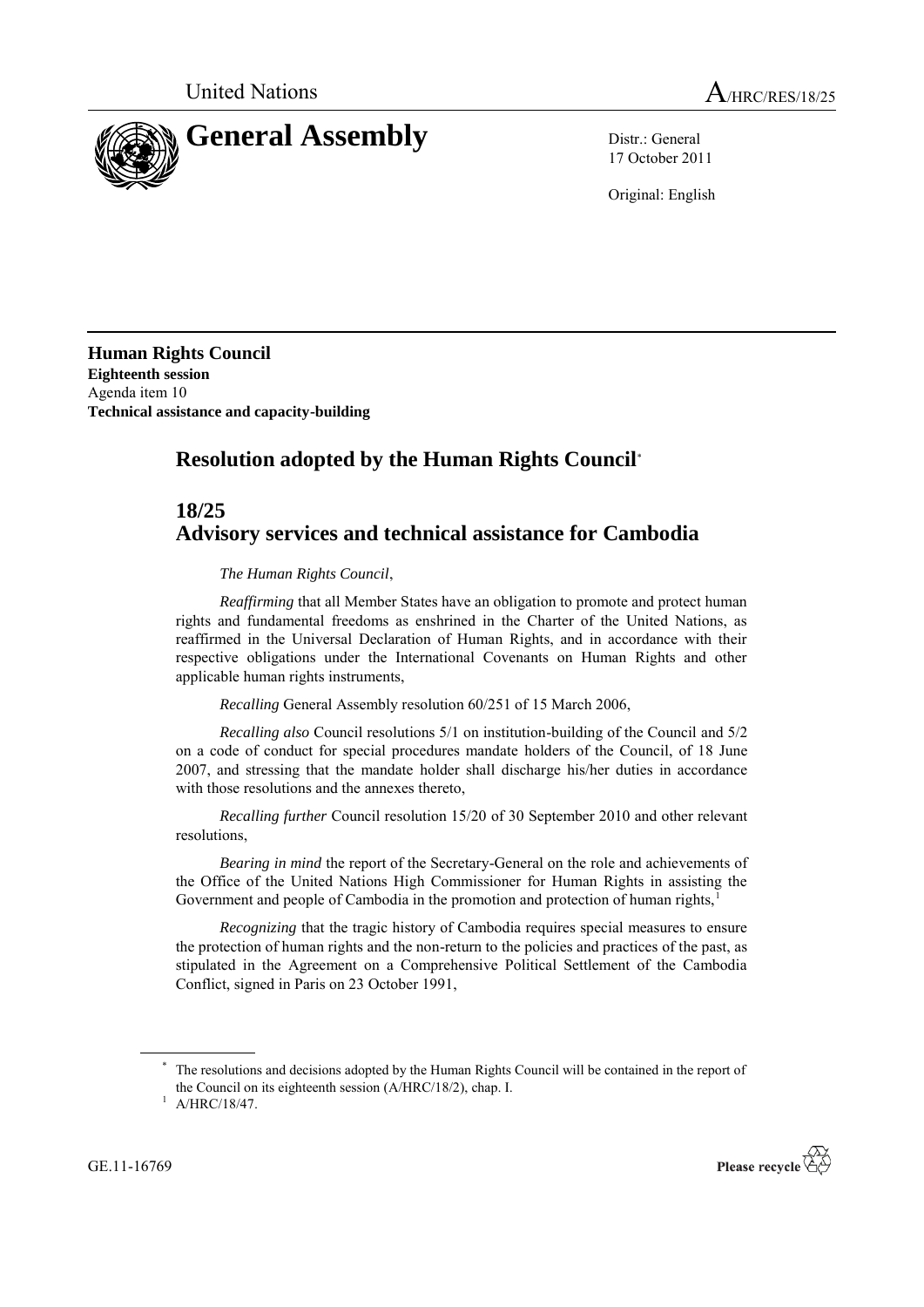United Nations

# General Assembly

A/HRC/RES/18/25

Distr.: General
17 October 2011

Original: English

**Human Rights Council**
**Eighteenth session**
Agenda item 10
**Technical assistance and capacity-building**

## Resolution adopted by the Human Rights Council*

## 18/25 Advisory services and technical assistance for Cambodia

*The Human Rights Council*,

*Reaffirming* that all Member States have an obligation to promote and protect human rights and fundamental freedoms as enshrined in the Charter of the United Nations, as reaffirmed in the Universal Declaration of Human Rights, and in accordance with their respective obligations under the International Covenants on Human Rights and other applicable human rights instruments,

*Recalling* General Assembly resolution 60/251 of 15 March 2006,

*Recalling also* Council resolutions 5/1 on institution-building of the Council and 5/2 on a code of conduct for special procedures mandate holders of the Council, of 18 June 2007, and stressing that the mandate holder shall discharge his/her duties in accordance with those resolutions and the annexes thereto,

*Recalling further* Council resolution 15/20 of 30 September 2010 and other relevant resolutions,

*Bearing in mind* the report of the Secretary-General on the role and achievements of the Office of the United Nations High Commissioner for Human Rights in assisting the Government and people of Cambodia in the promotion and protection of human rights,[1]

*Recognizing* that the tragic history of Cambodia requires special measures to ensure the protection of human rights and the non-return to the policies and practices of the past, as stipulated in the Agreement on a Comprehensive Political Settlement of the Cambodia Conflict, signed in Paris on 23 October 1991,

---

\* The resolutions and decisions adopted by the Human Rights Council will be contained in the report of the Council on its eighteenth session (A/HRC/18/2), chap. I.

[1] A/HRC/18/47.

GE.11-16769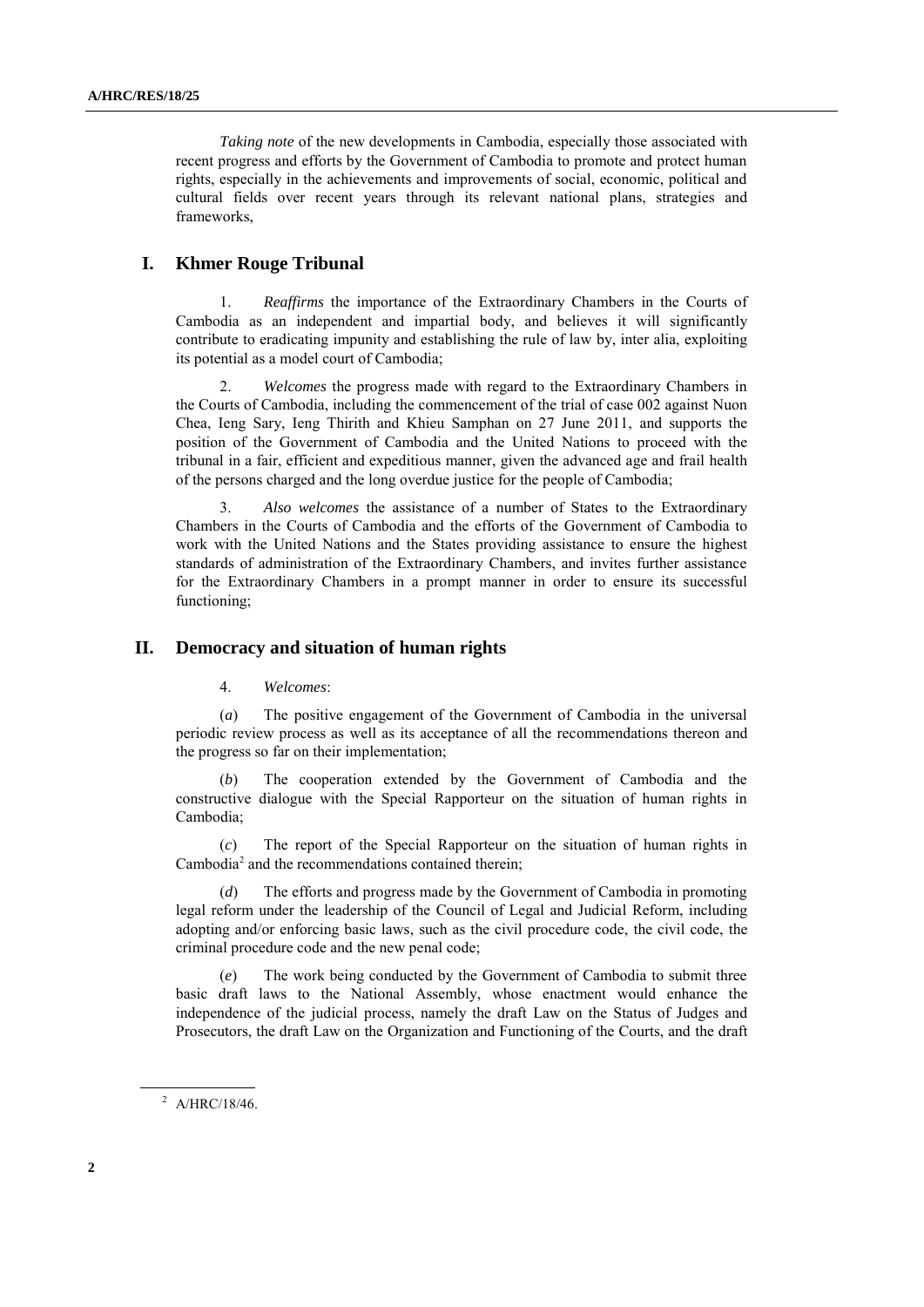*Taking note* of the new developments in Cambodia, especially those associated with recent progress and efforts by the Government of Cambodia to promote and protect human rights, especially in the achievements and improvements of social, economic, political and cultural fields over recent years through its relevant national plans, strategies and frameworks,

## I. Khmer Rouge Tribunal

1. *Reaffirms* the importance of the Extraordinary Chambers in the Courts of Cambodia as an independent and impartial body, and believes it will significantly contribute to eradicating impunity and establishing the rule of law by, inter alia, exploiting its potential as a model court of Cambodia;

2. *Welcomes* the progress made with regard to the Extraordinary Chambers in the Courts of Cambodia, including the commencement of the trial of case 002 against Nuon Chea, Ieng Sary, Ieng Thirith and Khieu Samphan on 27 June 2011, and supports the position of the Government of Cambodia and the United Nations to proceed with the tribunal in a fair, efficient and expeditious manner, given the advanced age and frail health of the persons charged and the long overdue justice for the people of Cambodia;

3. *Also welcomes* the assistance of a number of States to the Extraordinary Chambers in the Courts of Cambodia and the efforts of the Government of Cambodia to work with the United Nations and the States providing assistance to ensure the highest standards of administration of the Extraordinary Chambers, and invites further assistance for the Extraordinary Chambers in a prompt manner in order to ensure its successful functioning;

## II. Democracy and situation of human rights

4. *Welcomes*:

(*a*) The positive engagement of the Government of Cambodia in the universal periodic review process as well as its acceptance of all the recommendations thereon and the progress so far on their implementation;

(*b*) The cooperation extended by the Government of Cambodia and the constructive dialogue with the Special Rapporteur on the situation of human rights in Cambodia;

(*c*) The report of the Special Rapporteur on the situation of human rights in Cambodia[2] and the recommendations contained therein;

(*d*) The efforts and progress made by the Government of Cambodia in promoting legal reform under the leadership of the Council of Legal and Judicial Reform, including adopting and/or enforcing basic laws, such as the civil procedure code, the civil code, the criminal procedure code and the new penal code;

(*e*) The work being conducted by the Government of Cambodia to submit three basic draft laws to the National Assembly, whose enactment would enhance the independence of the judicial process, namely the draft Law on the Status of Judges and Prosecutors, the draft Law on the Organization and Functioning of the Courts, and the draft

[2] A/HRC/18/46.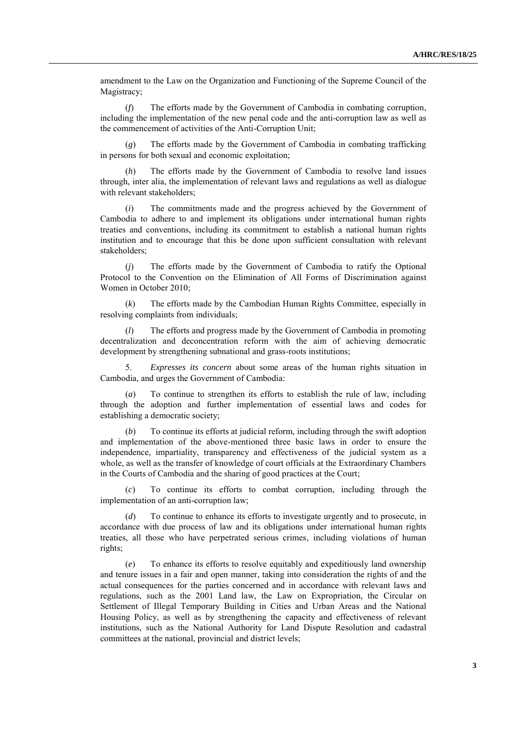amendment to the Law on the Organization and Functioning of the Supreme Council of the Magistracy;

(*f*) The efforts made by the Government of Cambodia in combating corruption, including the implementation of the new penal code and the anti-corruption law as well as the commencement of activities of the Anti-Corruption Unit;

(*g*) The efforts made by the Government of Cambodia in combating trafficking in persons for both sexual and economic exploitation;

(*h*) The efforts made by the Government of Cambodia to resolve land issues through, inter alia, the implementation of relevant laws and regulations as well as dialogue with relevant stakeholders;

(*i*) The commitments made and the progress achieved by the Government of Cambodia to adhere to and implement its obligations under international human rights treaties and conventions, including its commitment to establish a national human rights institution and to encourage that this be done upon sufficient consultation with relevant stakeholders;

(*j*) The efforts made by the Government of Cambodia to ratify the Optional Protocol to the Convention on the Elimination of All Forms of Discrimination against Women in October 2010;

(*k*) The efforts made by the Cambodian Human Rights Committee, especially in resolving complaints from individuals;

(*l*) The efforts and progress made by the Government of Cambodia in promoting decentralization and deconcentration reform with the aim of achieving democratic development by strengthening subnational and grass-roots institutions;

5. *Expresses its concern* about some areas of the human rights situation in Cambodia, and urges the Government of Cambodia:

(*a*) To continue to strengthen its efforts to establish the rule of law, including through the adoption and further implementation of essential laws and codes for establishing a democratic society;

(*b*) To continue its efforts at judicial reform, including through the swift adoption and implementation of the above-mentioned three basic laws in order to ensure the independence, impartiality, transparency and effectiveness of the judicial system as a whole, as well as the transfer of knowledge of court officials at the Extraordinary Chambers in the Courts of Cambodia and the sharing of good practices at the Court;

(*c*) To continue its efforts to combat corruption, including through the implementation of an anti-corruption law;

(*d*) To continue to enhance its efforts to investigate urgently and to prosecute, in accordance with due process of law and its obligations under international human rights treaties, all those who have perpetrated serious crimes, including violations of human rights;

(*e*) To enhance its efforts to resolve equitably and expeditiously land ownership and tenure issues in a fair and open manner, taking into consideration the rights of and the actual consequences for the parties concerned and in accordance with relevant laws and regulations, such as the 2001 Land law, the Law on Expropriation, the Circular on Settlement of Illegal Temporary Building in Cities and Urban Areas and the National Housing Policy, as well as by strengthening the capacity and effectiveness of relevant institutions, such as the National Authority for Land Dispute Resolution and cadastral committees at the national, provincial and district levels;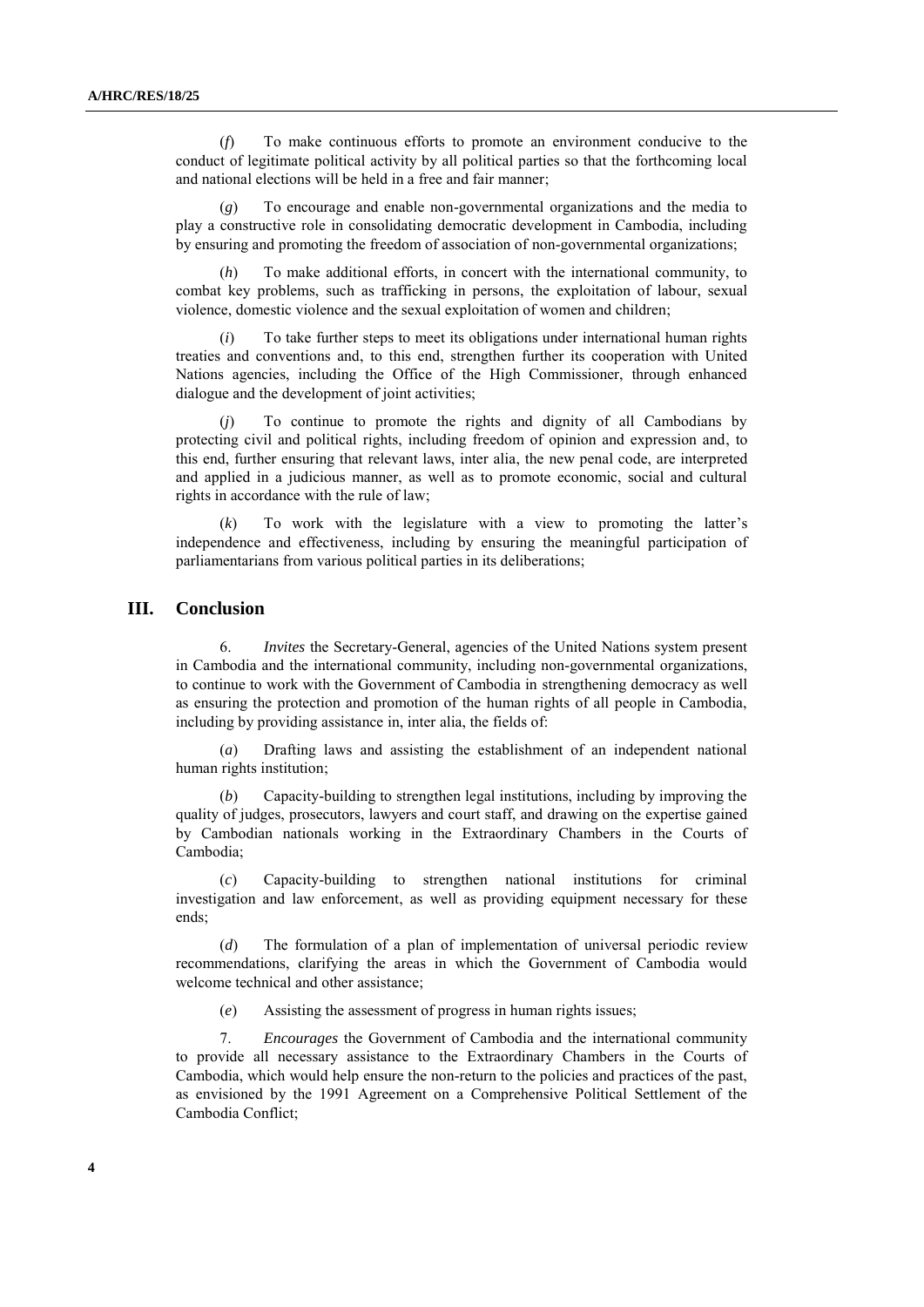(*f*) To make continuous efforts to promote an environment conducive to the conduct of legitimate political activity by all political parties so that the forthcoming local and national elections will be held in a free and fair manner;

(*g*) To encourage and enable non-governmental organizations and the media to play a constructive role in consolidating democratic development in Cambodia, including by ensuring and promoting the freedom of association of non-governmental organizations;

(*h*) To make additional efforts, in concert with the international community, to combat key problems, such as trafficking in persons, the exploitation of labour, sexual violence, domestic violence and the sexual exploitation of women and children;

(*i*) To take further steps to meet its obligations under international human rights treaties and conventions and, to this end, strengthen further its cooperation with United Nations agencies, including the Office of the High Commissioner, through enhanced dialogue and the development of joint activities;

(*j*) To continue to promote the rights and dignity of all Cambodians by protecting civil and political rights, including freedom of opinion and expression and, to this end, further ensuring that relevant laws, inter alia, the new penal code, are interpreted and applied in a judicious manner, as well as to promote economic, social and cultural rights in accordance with the rule of law;

(*k*) To work with the legislature with a view to promoting the latter's independence and effectiveness, including by ensuring the meaningful participation of parliamentarians from various political parties in its deliberations;

## III. Conclusion

6. *Invites* the Secretary-General, agencies of the United Nations system present in Cambodia and the international community, including non-governmental organizations, to continue to work with the Government of Cambodia in strengthening democracy as well as ensuring the protection and promotion of the human rights of all people in Cambodia, including by providing assistance in, inter alia, the fields of:

(*a*) Drafting laws and assisting the establishment of an independent national human rights institution;

(*b*) Capacity-building to strengthen legal institutions, including by improving the quality of judges, prosecutors, lawyers and court staff, and drawing on the expertise gained by Cambodian nationals working in the Extraordinary Chambers in the Courts of Cambodia;

(*c*) Capacity-building to strengthen national institutions for criminal investigation and law enforcement, as well as providing equipment necessary for these ends;

(*d*) The formulation of a plan of implementation of universal periodic review recommendations, clarifying the areas in which the Government of Cambodia would welcome technical and other assistance;

(*e*) Assisting the assessment of progress in human rights issues;

7. *Encourages* the Government of Cambodia and the international community to provide all necessary assistance to the Extraordinary Chambers in the Courts of Cambodia, which would help ensure the non-return to the policies and practices of the past, as envisioned by the 1991 Agreement on a Comprehensive Political Settlement of the Cambodia Conflict;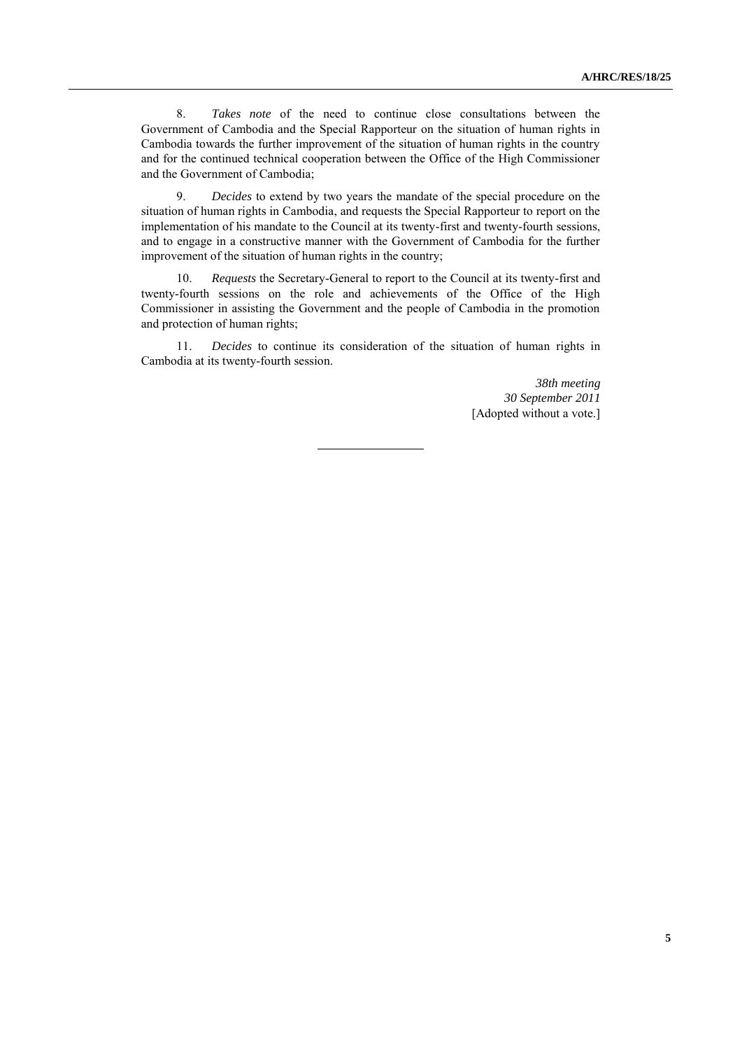8. *Takes note* of the need to continue close consultations between the Government of Cambodia and the Special Rapporteur on the situation of human rights in Cambodia towards the further improvement of the situation of human rights in the country and for the continued technical cooperation between the Office of the High Commissioner and the Government of Cambodia;

9. *Decides* to extend by two years the mandate of the special procedure on the situation of human rights in Cambodia, and requests the Special Rapporteur to report on the implementation of his mandate to the Council at its twenty-first and twenty-fourth sessions, and to engage in a constructive manner with the Government of Cambodia for the further improvement of the situation of human rights in the country;

10. *Requests* the Secretary-General to report to the Council at its twenty-first and twenty-fourth sessions on the role and achievements of the Office of the High Commissioner in assisting the Government and the people of Cambodia in the promotion and protection of human rights;

11. *Decides* to continue its consideration of the situation of human rights in Cambodia at its twenty-fourth session.

*38th meeting*
*30 September 2011*
[Adopted without a vote.]